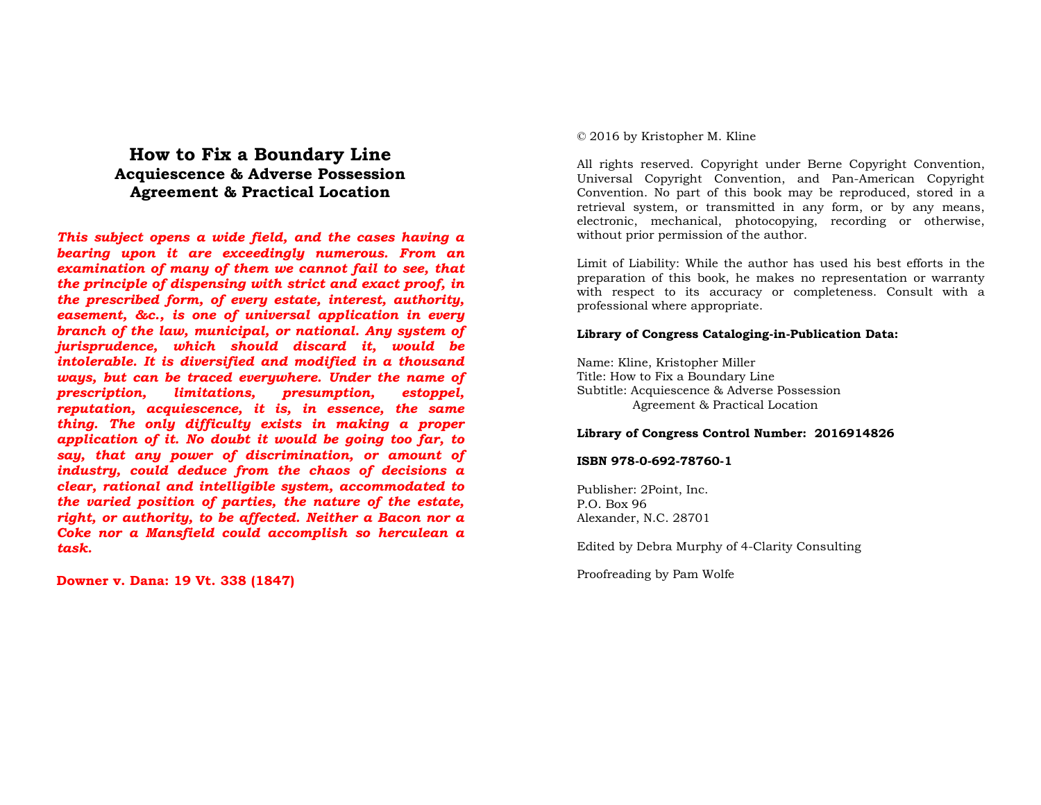# How to Fix a Boundary Line

## Acquiescence & Adverse Possession
## Agreement & Practical Location

***This subject opens a wide field, and the cases having a bearing upon it are exceedingly numerous. From an examination of many of them we cannot fail to see, that the principle of dispensing with strict and exact proof, in the prescribed form, of every estate, interest, authority, easement, &c., is one of universal application in every branch of the law, municipal, or national. Any system of jurisprudence, which should discard it, would be intolerable. It is diversified and modified in a thousand ways, but can be traced everywhere. Under the name of prescription, limitations, presumption, estoppel, reputation, acquiescence, it is, in essence, the same thing. The only difficulty exists in making a proper application of it. No doubt it would be going too far, to say, that any power of discrimination, or amount of industry, could deduce from the chaos of decisions a clear, rational and intelligible system, accommodated to the varied position of parties, the nature of the estate, right, or authority, to be affected. Neither a Bacon nor a Coke nor a Mansfield could accomplish so herculean a task.***

**Downer v. Dana: 19 Vt. 338 (1847)**

© 2016 by Kristopher M. Kline

All rights reserved. Copyright under Berne Copyright Convention, Universal Copyright Convention, and Pan-American Copyright Convention. No part of this book may be reproduced, stored in a retrieval system, or transmitted in any form, or by any means, electronic, mechanical, photocopying, recording or otherwise, without prior permission of the author.

Limit of Liability: While the author has used his best efforts in the preparation of this book, he makes no representation or warranty with respect to its accuracy or completeness. Consult with a professional where appropriate.

**Library of Congress Cataloging-in-Publication Data:**

Name: Kline, Kristopher Miller
Title: How to Fix a Boundary Line
Subtitle: Acquiescence & Adverse Possession
Agreement & Practical Location

**Library of Congress Control Number: 2016914826**

**ISBN 978-0-692-78760-1**

Publisher: 2Point, Inc.
P.O. Box 96
Alexander, N.C. 28701

Edited by Debra Murphy of 4-Clarity Consulting

Proofreading by Pam Wolfe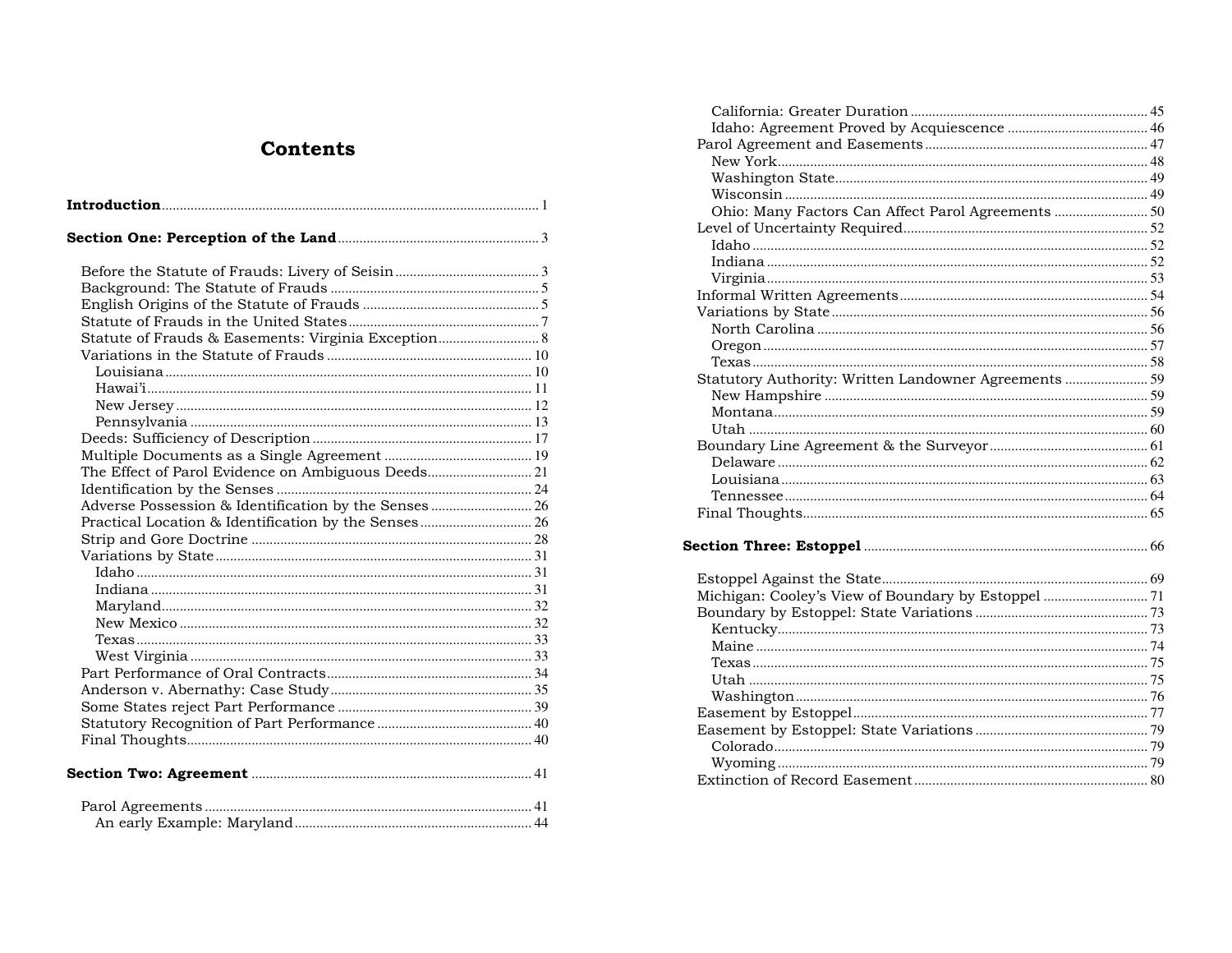# Contents

**Introduction** 1

**Section One: Perception of the Land** 3

- Before the Statute of Frauds: Livery of Seisin 3
- Background: The Statute of Frauds 5
- English Origins of the Statute of Frauds 5
- Statute of Frauds in the United States 7
- Statute of Frauds & Easements: Virginia Exception 8
- Variations in the Statute of Frauds 10
  - Louisiana 10
  - Hawai'i 11
  - New Jersey 12
  - Pennsylvania 13
- Deeds: Sufficiency of Description 17
- Multiple Documents as a Single Agreement 19
- The Effect of Parol Evidence on Ambiguous Deeds 21
- Identification by the Senses 24
- Adverse Possession & Identification by the Senses 26
- Practical Location & Identification by the Senses 26
- Strip and Gore Doctrine 28
- Variations by State 31
  - Idaho 31
  - Indiana 31
  - Maryland 32
  - New Mexico 32
  - Texas 33
  - West Virginia 33
- Part Performance of Oral Contracts 34
- Anderson v. Abernathy: Case Study 35
- Some States reject Part Performance 39
- Statutory Recognition of Part Performance 40
- Final Thoughts 40

**Section Two: Agreement** 41

- Parol Agreements 41
  - An early Example: Maryland 44
  - California: Greater Duration 45
  - Idaho: Agreement Proved by Acquiescence 46
- Parol Agreement and Easements 47
  - New York 48
  - Washington State 49
  - Wisconsin 49
  - Ohio: Many Factors Can Affect Parol Agreements 50
- Level of Uncertainty Required 52
  - Idaho 52
  - Indiana 52
  - Virginia 53
- Informal Written Agreements 54
- Variations by State 56
  - North Carolina 56
  - Oregon 57
  - Texas 58
- Statutory Authority: Written Landowner Agreements 59
  - New Hampshire 59
  - Montana 59
  - Utah 60
- Boundary Line Agreement & the Surveyor 61
  - Delaware 62
  - Louisiana 63
  - Tennessee 64
- Final Thoughts 65

**Section Three: Estoppel** 66

- Estoppel Against the State 69
- Michigan: Cooley's View of Boundary by Estoppel 71
- Boundary by Estoppel: State Variations 73
  - Kentucky 73
  - Maine 74
  - Texas 75
  - Utah 75
  - Washington 76
- Easement by Estoppel 77
- Easement by Estoppel: State Variations 79
  - Colorado 79
  - Wyoming 79
- Extinction of Record Easement 80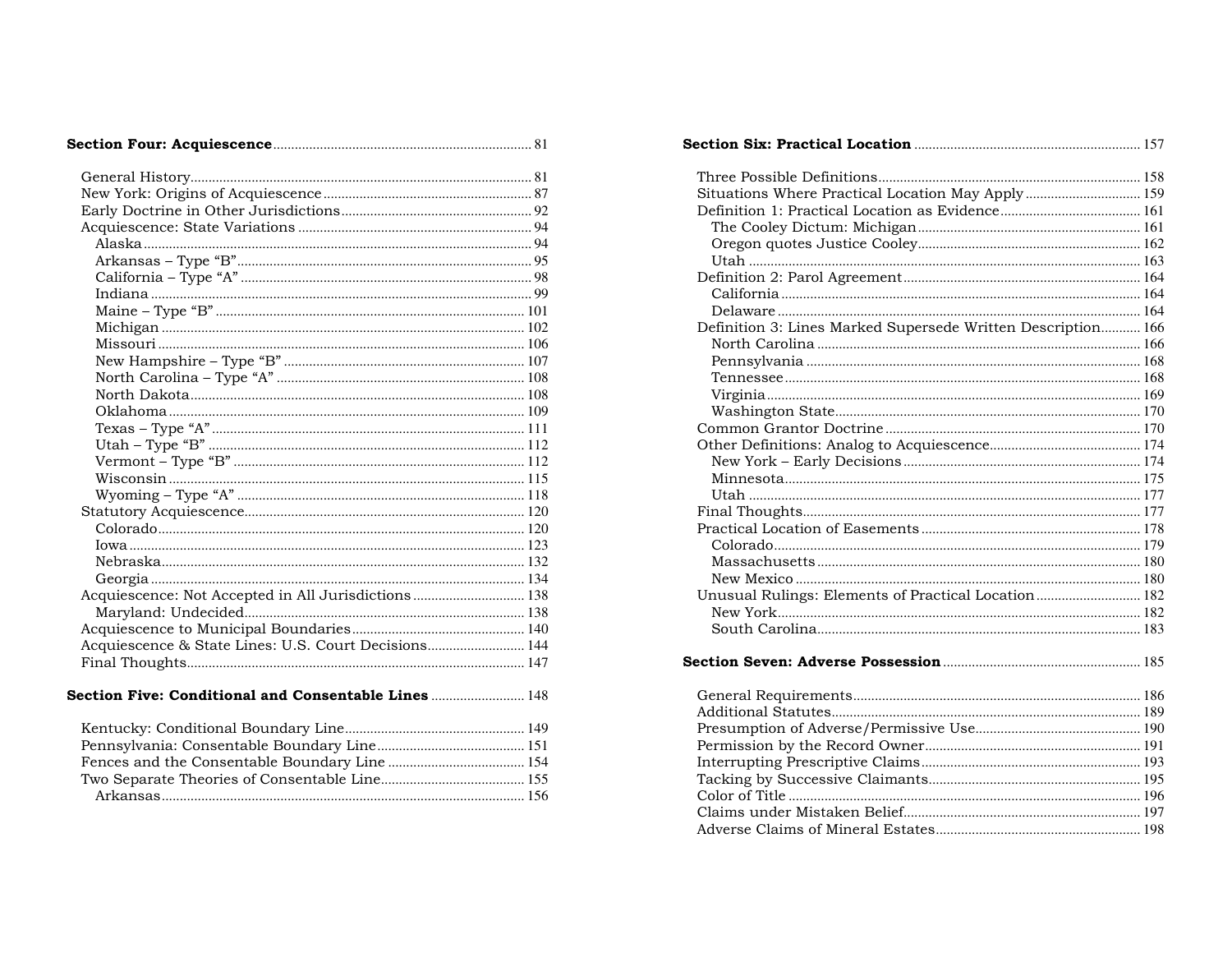**Section Four: Acquiescence** ........ 81

- General History ........ 81
- New York: Origins of Acquiescence ........ 87
- Early Doctrine in Other Jurisdictions ........ 92
- Acquiescence: State Variations ........ 94
  - Alaska ........ 94
  - Arkansas – Type "B" ........ 95
  - California – Type "A" ........ 98
  - Indiana ........ 99
  - Maine – Type "B" ........ 101
  - Michigan ........ 102
  - Missouri ........ 106
  - New Hampshire – Type "B" ........ 107
  - North Carolina – Type "A" ........ 108
  - North Dakota ........ 108
  - Oklahoma ........ 109
  - Texas – Type "A" ........ 111
  - Utah – Type "B" ........ 112
  - Vermont – Type "B" ........ 112
  - Wisconsin ........ 115
  - Wyoming – Type "A" ........ 118
- Statutory Acquiescence ........ 120
  - Colorado ........ 120
  - Iowa ........ 123
  - Nebraska ........ 132
  - Georgia ........ 134
- Acquiescence: Not Accepted in All Jurisdictions ........ 138
  - Maryland: Undecided ........ 138
- Acquiescence to Municipal Boundaries ........ 140
- Acquiescence & State Lines: U.S. Court Decisions ........ 144
- Final Thoughts ........ 147

**Section Five: Conditional and Consentable Lines** ........ 148

- Kentucky: Conditional Boundary Line ........ 149
- Pennsylvania: Consentable Boundary Line ........ 151
- Fences and the Consentable Boundary Line ........ 154
- Two Separate Theories of Consentable Line ........ 155
  - Arkansas ........ 156

**Section Six: Practical Location** ........ 157

- Three Possible Definitions ........ 158
- Situations Where Practical Location May Apply ........ 159
- Definition 1: Practical Location as Evidence ........ 161
  - The Cooley Dictum: Michigan ........ 161
  - Oregon quotes Justice Cooley ........ 162
  - Utah ........ 163
- Definition 2: Parol Agreement ........ 164
  - California ........ 164
  - Delaware ........ 164
- Definition 3: Lines Marked Supersede Written Description ........ 166
  - North Carolina ........ 166
  - Pennsylvania ........ 168
  - Tennessee ........ 168
  - Virginia ........ 169
  - Washington State ........ 170
- Common Grantor Doctrine ........ 170
- Other Definitions: Analog to Acquiescence ........ 174
  - New York – Early Decisions ........ 174
  - Minnesota ........ 175
  - Utah ........ 177
- Final Thoughts ........ 177
- Practical Location of Easements ........ 178
  - Colorado ........ 179
  - Massachusetts ........ 180
  - New Mexico ........ 180
- Unusual Rulings: Elements of Practical Location ........ 182
  - New York ........ 182
  - South Carolina ........ 183

**Section Seven: Adverse Possession** ........ 185

- General Requirements ........ 186
- Additional Statutes ........ 189
- Presumption of Adverse/Permissive Use ........ 190
- Permission by the Record Owner ........ 191
- Interrupting Prescriptive Claims ........ 193
- Tacking by Successive Claimants ........ 195
- Color of Title ........ 196
- Claims under Mistaken Belief ........ 197
- Adverse Claims of Mineral Estates ........ 198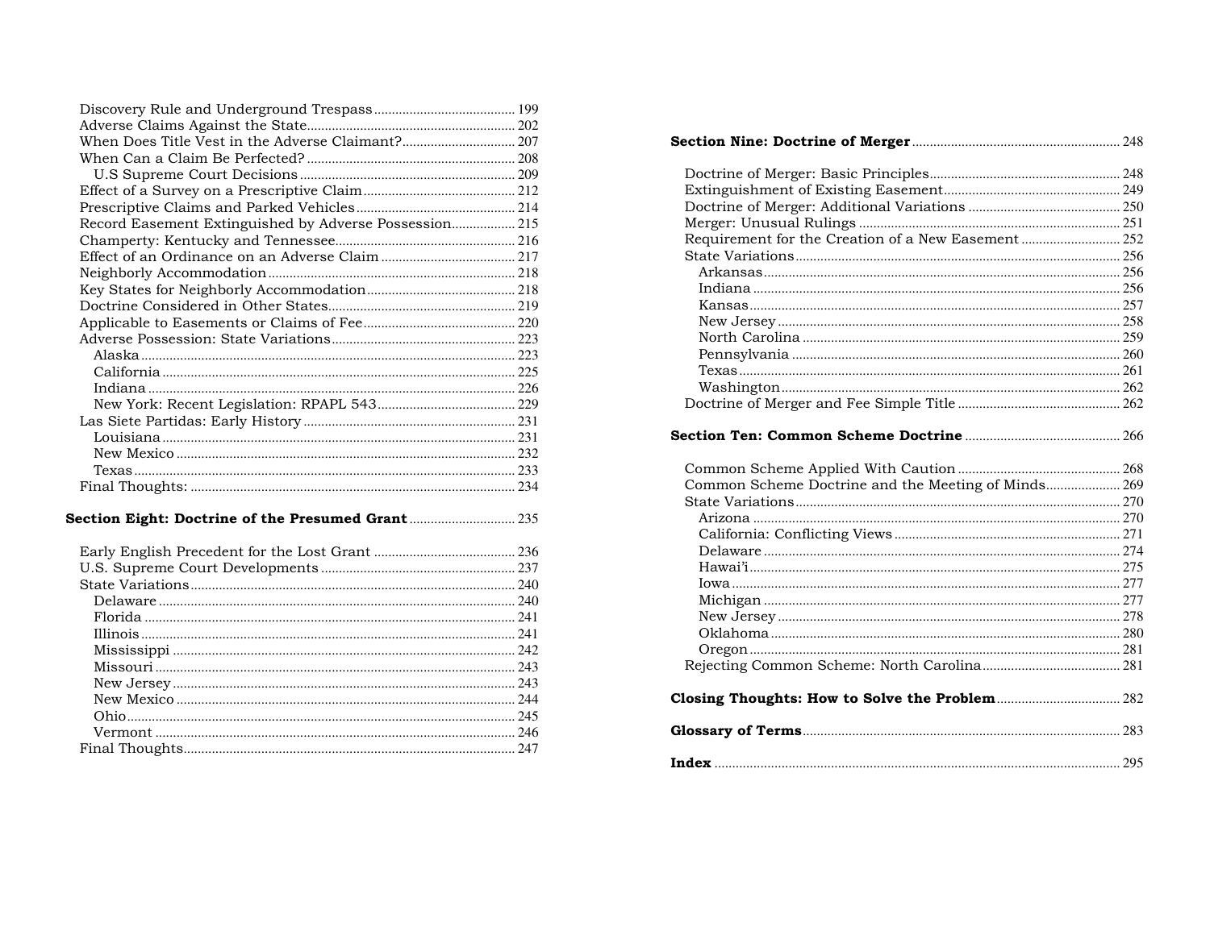Discovery Rule and Underground Trespass ........ 199
Adverse Claims Against the State ........ 202
When Does Title Vest in the Adverse Claimant? ........ 207
When Can a Claim Be Perfected? ........ 208
  U.S Supreme Court Decisions ........ 209
Effect of a Survey on a Prescriptive Claim ........ 212
Prescriptive Claims and Parked Vehicles ........ 214
Record Easement Extinguished by Adverse Possession ........ 215
Champerty: Kentucky and Tennessee ........ 216
Effect of an Ordinance on an Adverse Claim ........ 217
Neighborly Accommodation ........ 218
Key States for Neighborly Accommodation ........ 218
Doctrine Considered in Other States ........ 219
Applicable to Easements or Claims of Fee ........ 220
Adverse Possession: State Variations ........ 223
  Alaska ........ 223
  California ........ 225
  Indiana ........ 226
  New York: Recent Legislation: RPAPL 543 ........ 229
Las Siete Partidas: Early History ........ 231
  Louisiana ........ 231
  New Mexico ........ 232
  Texas ........ 233
Final Thoughts: ........ 234

**Section Eight: Doctrine of the Presumed Grant** ........ 235

Early English Precedent for the Lost Grant ........ 236
U.S. Supreme Court Developments ........ 237
State Variations ........ 240
  Delaware ........ 240
  Florida ........ 241
  Illinois ........ 241
  Mississippi ........ 242
  Missouri ........ 243
  New Jersey ........ 243
  New Mexico ........ 244
  Ohio ........ 245
  Vermont ........ 246
Final Thoughts ........ 247

**Section Nine: Doctrine of Merger** ........ 248

Doctrine of Merger: Basic Principles ........ 248
Extinguishment of Existing Easement ........ 249
Doctrine of Merger: Additional Variations ........ 250
Merger: Unusual Rulings ........ 251
Requirement for the Creation of a New Easement ........ 252
State Variations ........ 256
  Arkansas ........ 256
  Indiana ........ 256
  Kansas ........ 257
  New Jersey ........ 258
  North Carolina ........ 259
  Pennsylvania ........ 260
  Texas ........ 261
  Washington ........ 262
Doctrine of Merger and Fee Simple Title ........ 262

**Section Ten: Common Scheme Doctrine** ........ 266

Common Scheme Applied With Caution ........ 268
Common Scheme Doctrine and the Meeting of Minds ........ 269
State Variations ........ 270
  Arizona ........ 270
  California: Conflicting Views ........ 271
  Delaware ........ 274
  Hawai'i ........ 275
  Iowa ........ 277
  Michigan ........ 277
  New Jersey ........ 278
  Oklahoma ........ 280
  Oregon ........ 281
Rejecting Common Scheme: North Carolina ........ 281

**Closing Thoughts: How to Solve the Problem** ........ 282

**Glossary of Terms** ........ 283

**Index** ........ 295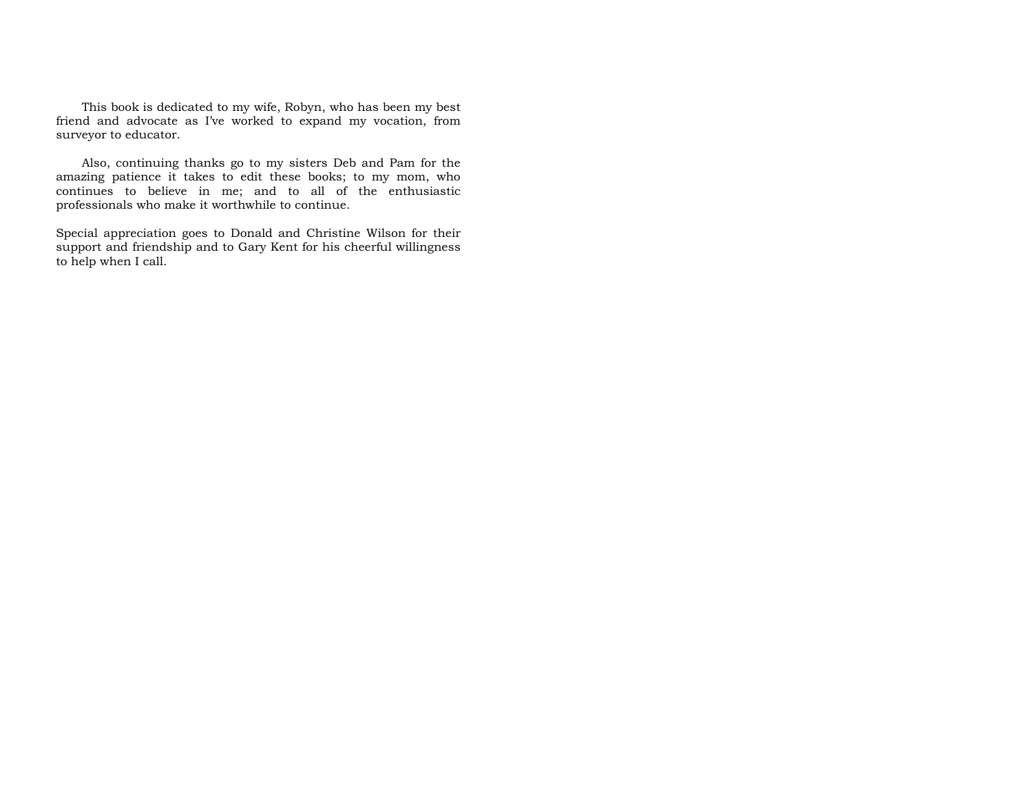This book is dedicated to my wife, Robyn, who has been my best friend and advocate as I've worked to expand my vocation, from surveyor to educator.

Also, continuing thanks go to my sisters Deb and Pam for the amazing patience it takes to edit these books; to my mom, who continues to believe in me; and to all of the enthusiastic professionals who make it worthwhile to continue.

Special appreciation goes to Donald and Christine Wilson for their support and friendship and to Gary Kent for his cheerful willingness to help when I call.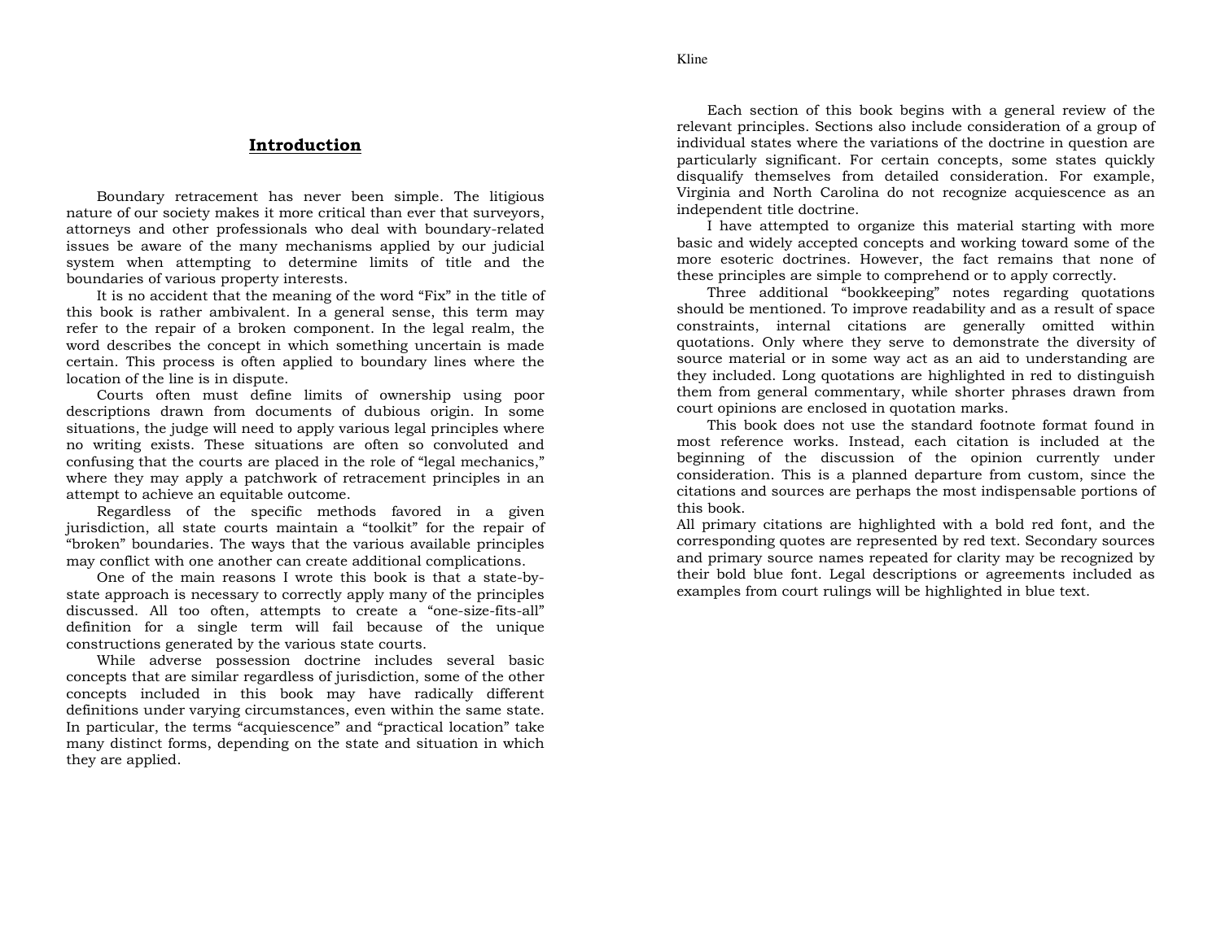# Introduction

Boundary retracement has never been simple. The litigious nature of our society makes it more critical than ever that surveyors, attorneys and other professionals who deal with boundary-related issues be aware of the many mechanisms applied by our judicial system when attempting to determine limits of title and the boundaries of various property interests.

It is no accident that the meaning of the word "Fix" in the title of this book is rather ambivalent. In a general sense, this term may refer to the repair of a broken component. In the legal realm, the word describes the concept in which something uncertain is made certain. This process is often applied to boundary lines where the location of the line is in dispute.

Courts often must define limits of ownership using poor descriptions drawn from documents of dubious origin. In some situations, the judge will need to apply various legal principles where no writing exists. These situations are often so convoluted and confusing that the courts are placed in the role of "legal mechanics," where they may apply a patchwork of retracement principles in an attempt to achieve an equitable outcome.

Regardless of the specific methods favored in a given jurisdiction, all state courts maintain a "toolkit" for the repair of "broken" boundaries. The ways that the various available principles may conflict with one another can create additional complications.

One of the main reasons I wrote this book is that a state-by-state approach is necessary to correctly apply many of the principles discussed. All too often, attempts to create a "one-size-fits-all" definition for a single term will fail because of the unique constructions generated by the various state courts.

While adverse possession doctrine includes several basic concepts that are similar regardless of jurisdiction, some of the other concepts included in this book may have radically different definitions under varying circumstances, even within the same state. In particular, the terms "acquiescence" and "practical location" take many distinct forms, depending on the state and situation in which they are applied.

Each section of this book begins with a general review of the relevant principles. Sections also include consideration of a group of individual states where the variations of the doctrine in question are particularly significant. For certain concepts, some states quickly disqualify themselves from detailed consideration. For example, Virginia and North Carolina do not recognize acquiescence as an independent title doctrine.

I have attempted to organize this material starting with more basic and widely accepted concepts and working toward some of the more esoteric doctrines. However, the fact remains that none of these principles are simple to comprehend or to apply correctly.

Three additional "bookkeeping" notes regarding quotations should be mentioned. To improve readability and as a result of space constraints, internal citations are generally omitted within quotations. Only where they serve to demonstrate the diversity of source material or in some way act as an aid to understanding are they included. Long quotations are highlighted in red to distinguish them from general commentary, while shorter phrases drawn from court opinions are enclosed in quotation marks.

This book does not use the standard footnote format found in most reference works. Instead, each citation is included at the beginning of the discussion of the opinion currently under consideration. This is a planned departure from custom, since the citations and sources are perhaps the most indispensable portions of this book.

All primary citations are highlighted with a bold red font, and the corresponding quotes are represented by red text. Secondary sources and primary source names repeated for clarity may be recognized by their bold blue font. Legal descriptions or agreements included as examples from court rulings will be highlighted in blue text.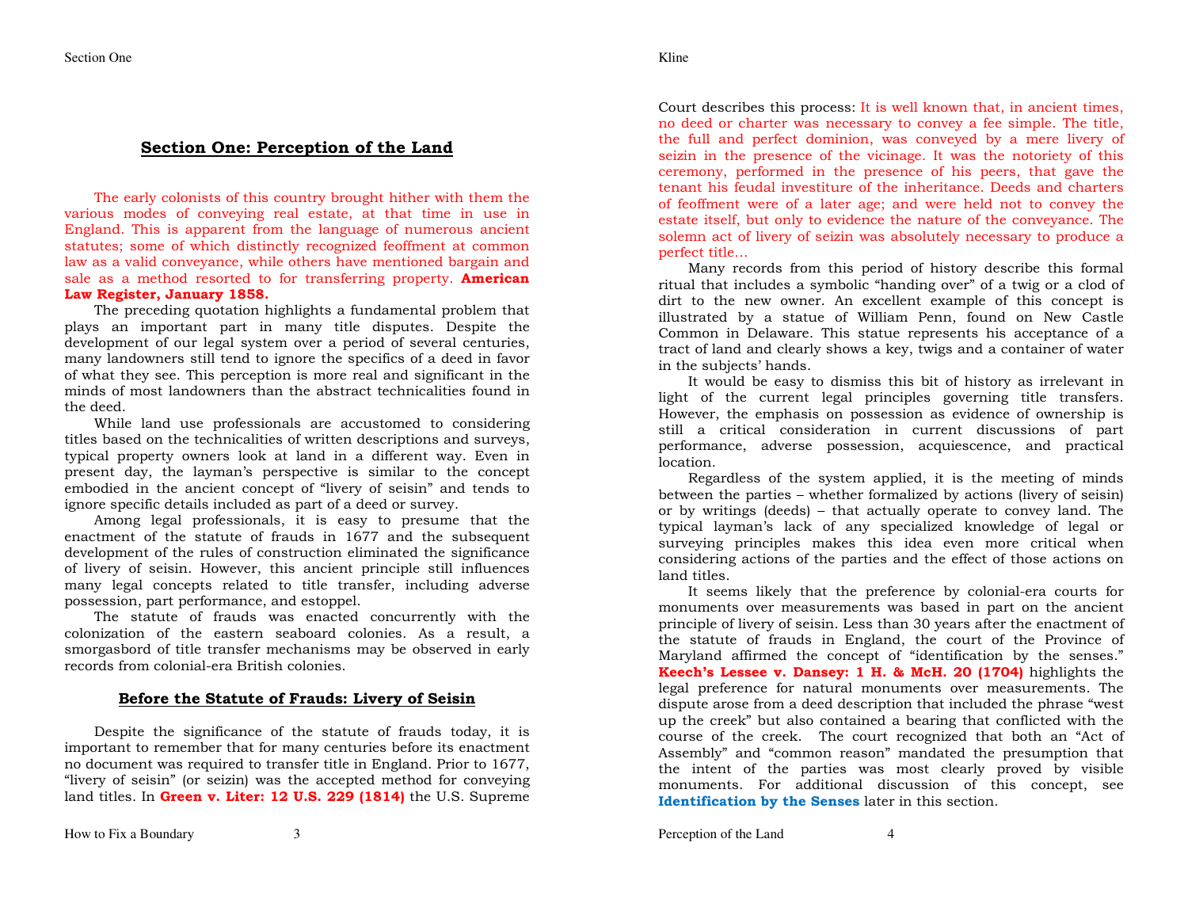## Section One: Perception of the Land

The early colonists of this country brought hither with them the various modes of conveying real estate, at that time in use in England. This is apparent from the language of numerous ancient statutes; some of which distinctly recognized feoffment at common law as a valid conveyance, while others have mentioned bargain and sale as a method resorted to for transferring property. **American Law Register, January 1858.**

The preceding quotation highlights a fundamental problem that plays an important part in many title disputes. Despite the development of our legal system over a period of several centuries, many landowners still tend to ignore the specifics of a deed in favor of what they see. This perception is more real and significant in the minds of most landowners than the abstract technicalities found in the deed.

While land use professionals are accustomed to considering titles based on the technicalities of written descriptions and surveys, typical property owners look at land in a different way. Even in present day, the layman's perspective is similar to the concept embodied in the ancient concept of "livery of seisin" and tends to ignore specific details included as part of a deed or survey.

Among legal professionals, it is easy to presume that the enactment of the statute of frauds in 1677 and the subsequent development of the rules of construction eliminated the significance of livery of seisin. However, this ancient principle still influences many legal concepts related to title transfer, including adverse possession, part performance, and estoppel.

The statute of frauds was enacted concurrently with the colonization of the eastern seaboard colonies. As a result, a smorgasbord of title transfer mechanisms may be observed in early records from colonial-era British colonies.

### Before the Statute of Frauds: Livery of Seisin

Despite the significance of the statute of frauds today, it is important to remember that for many centuries before its enactment no document was required to transfer title in England. Prior to 1677, "livery of seisin" (or seizin) was the accepted method for conveying land titles. In **Green v. Liter: 12 U.S. 229 (1814)** the U.S. Supreme Court describes this process: It is well known that, in ancient times, no deed or charter was necessary to convey a fee simple. The title, the full and perfect dominion, was conveyed by a mere livery of seizin in the presence of the vicinage. It was the notoriety of this ceremony, performed in the presence of his peers, that gave the tenant his feudal investiture of the inheritance. Deeds and charters of feoffment were of a later age; and were held not to convey the estate itself, but only to evidence the nature of the conveyance. The solemn act of livery of seizin was absolutely necessary to produce a perfect title…

Many records from this period of history describe this formal ritual that includes a symbolic "handing over" of a twig or a clod of dirt to the new owner. An excellent example of this concept is illustrated by a statue of William Penn, found on New Castle Common in Delaware. This statue represents his acceptance of a tract of land and clearly shows a key, twigs and a container of water in the subjects' hands.

It would be easy to dismiss this bit of history as irrelevant in light of the current legal principles governing title transfers. However, the emphasis on possession as evidence of ownership is still a critical consideration in current discussions of part performance, adverse possession, acquiescence, and practical location.

Regardless of the system applied, it is the meeting of minds between the parties – whether formalized by actions (livery of seisin) or by writings (deeds) – that actually operate to convey land. The typical layman's lack of any specialized knowledge of legal or surveying principles makes this idea even more critical when considering actions of the parties and the effect of those actions on land titles.

It seems likely that the preference by colonial-era courts for monuments over measurements was based in part on the ancient principle of livery of seisin. Less than 30 years after the enactment of the statute of frauds in England, the court of the Province of Maryland affirmed the concept of "identification by the senses." **Keech's Lessee v. Dansey: 1 H. & McH. 20 (1704)** highlights the legal preference for natural monuments over measurements. The dispute arose from a deed description that included the phrase "west up the creek" but also contained a bearing that conflicted with the course of the creek. The court recognized that both an "Act of Assembly" and "common reason" mandated the presumption that the intent of the parties was most clearly proved by visible monuments. For additional discussion of this concept, see **Identification by the Senses** later in this section.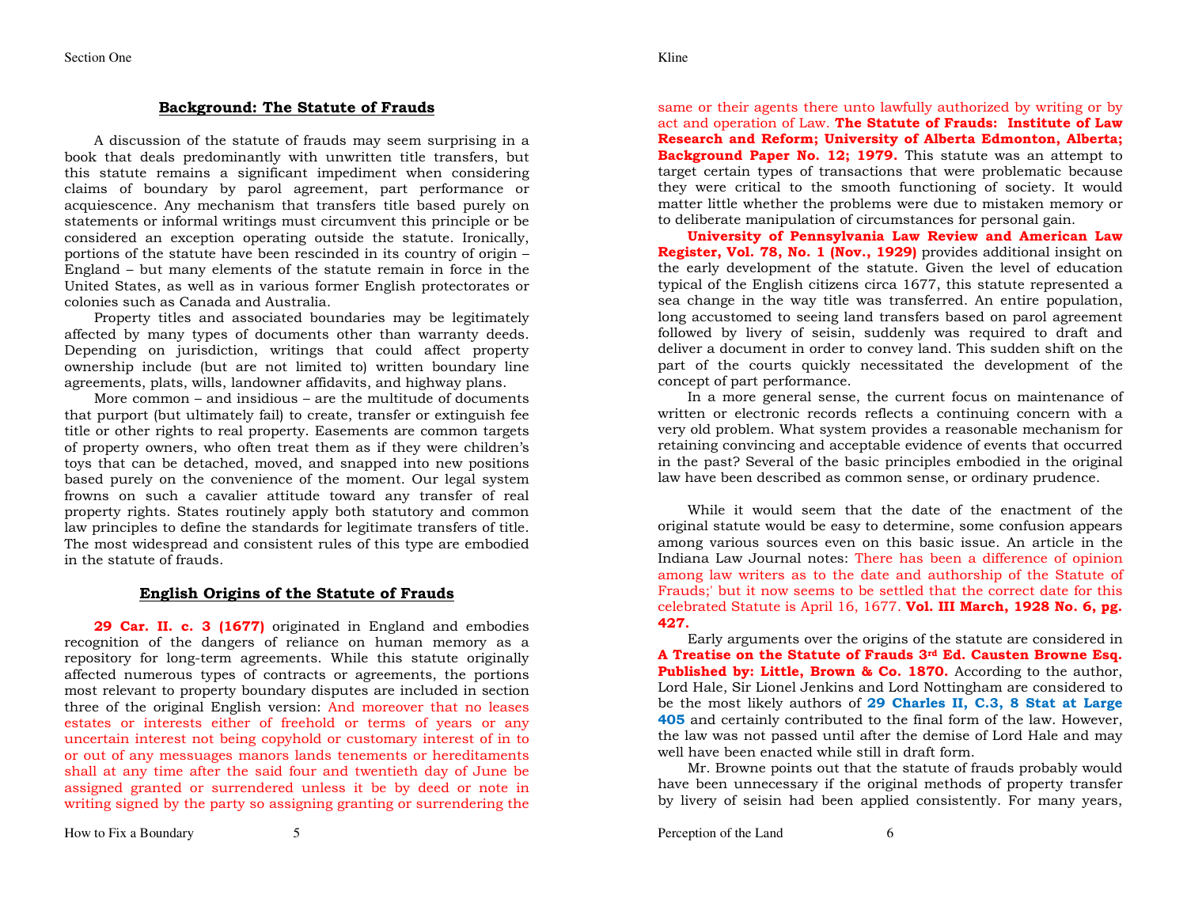## Background: The Statute of Frauds

A discussion of the statute of frauds may seem surprising in a book that deals predominantly with unwritten title transfers, but this statute remains a significant impediment when considering claims of boundary by parol agreement, part performance or acquiescence. Any mechanism that transfers title based purely on statements or informal writings must circumvent this principle or be considered an exception operating outside the statute. Ironically, portions of the statute have been rescinded in its country of origin – England – but many elements of the statute remain in force in the United States, as well as in various former English protectorates or colonies such as Canada and Australia.

Property titles and associated boundaries may be legitimately affected by many types of documents other than warranty deeds. Depending on jurisdiction, writings that could affect property ownership include (but are not limited to) written boundary line agreements, plats, wills, landowner affidavits, and highway plans.

More common – and insidious – are the multitude of documents that purport (but ultimately fail) to create, transfer or extinguish fee title or other rights to real property. Easements are common targets of property owners, who often treat them as if they were children's toys that can be detached, moved, and snapped into new positions based purely on the convenience of the moment. Our legal system frowns on such a cavalier attitude toward any transfer of real property rights. States routinely apply both statutory and common law principles to define the standards for legitimate transfers of title. The most widespread and consistent rules of this type are embodied in the statute of frauds.

## English Origins of the Statute of Frauds

**29 Car. II. c. 3 (1677)** originated in England and embodies recognition of the dangers of reliance on human memory as a repository for long-term agreements. While this statute originally affected numerous types of contracts or agreements, the portions most relevant to property boundary disputes are included in section three of the original English version: And moreover that no leases estates or interests either of freehold or terms of years or any uncertain interest not being copyhold or customary interest of in to or out of any messuages manors lands tenements or hereditaments shall at any time after the said four and twentieth day of June be assigned granted or surrendered unless it be by deed or note in writing signed by the party so assigning granting or surrendering the same or their agents there unto lawfully authorized by writing or by act and operation of Law. **The Statute of Frauds: Institute of Law Research and Reform; University of Alberta Edmonton, Alberta; Background Paper No. 12; 1979.** This statute was an attempt to target certain types of transactions that were problematic because they were critical to the smooth functioning of society. It would matter little whether the problems were due to mistaken memory or to deliberate manipulation of circumstances for personal gain.

**University of Pennsylvania Law Review and American Law Register, Vol. 78, No. 1 (Nov., 1929)** provides additional insight on the early development of the statute. Given the level of education typical of the English citizens circa 1677, this statute represented a sea change in the way title was transferred. An entire population, long accustomed to seeing land transfers based on parol agreement followed by livery of seisin, suddenly was required to draft and deliver a document in order to convey land. This sudden shift on the part of the courts quickly necessitated the development of the concept of part performance.

In a more general sense, the current focus on maintenance of written or electronic records reflects a continuing concern with a very old problem. What system provides a reasonable mechanism for retaining convincing and acceptable evidence of events that occurred in the past? Several of the basic principles embodied in the original law have been described as common sense, or ordinary prudence.

While it would seem that the date of the enactment of the original statute would be easy to determine, some confusion appears among various sources even on this basic issue. An article in the Indiana Law Journal notes: There has been a difference of opinion among law writers as to the date and authorship of the Statute of Frauds;' but it now seems to be settled that the correct date for this celebrated Statute is April 16, 1677. **Vol. III March, 1928 No. 6, pg. 427.**

Early arguments over the origins of the statute are considered in **A Treatise on the Statute of Frauds 3rd Ed. Causten Browne Esq. Published by: Little, Brown & Co. 1870.** According to the author, Lord Hale, Sir Lionel Jenkins and Lord Nottingham are considered to be the most likely authors of **29 Charles II, C.3, 8 Stat at Large 405** and certainly contributed to the final form of the law. However, the law was not passed until after the demise of Lord Hale and may well have been enacted while still in draft form.

Mr. Browne points out that the statute of frauds probably would have been unnecessary if the original methods of property transfer by livery of seisin had been applied consistently. For many years,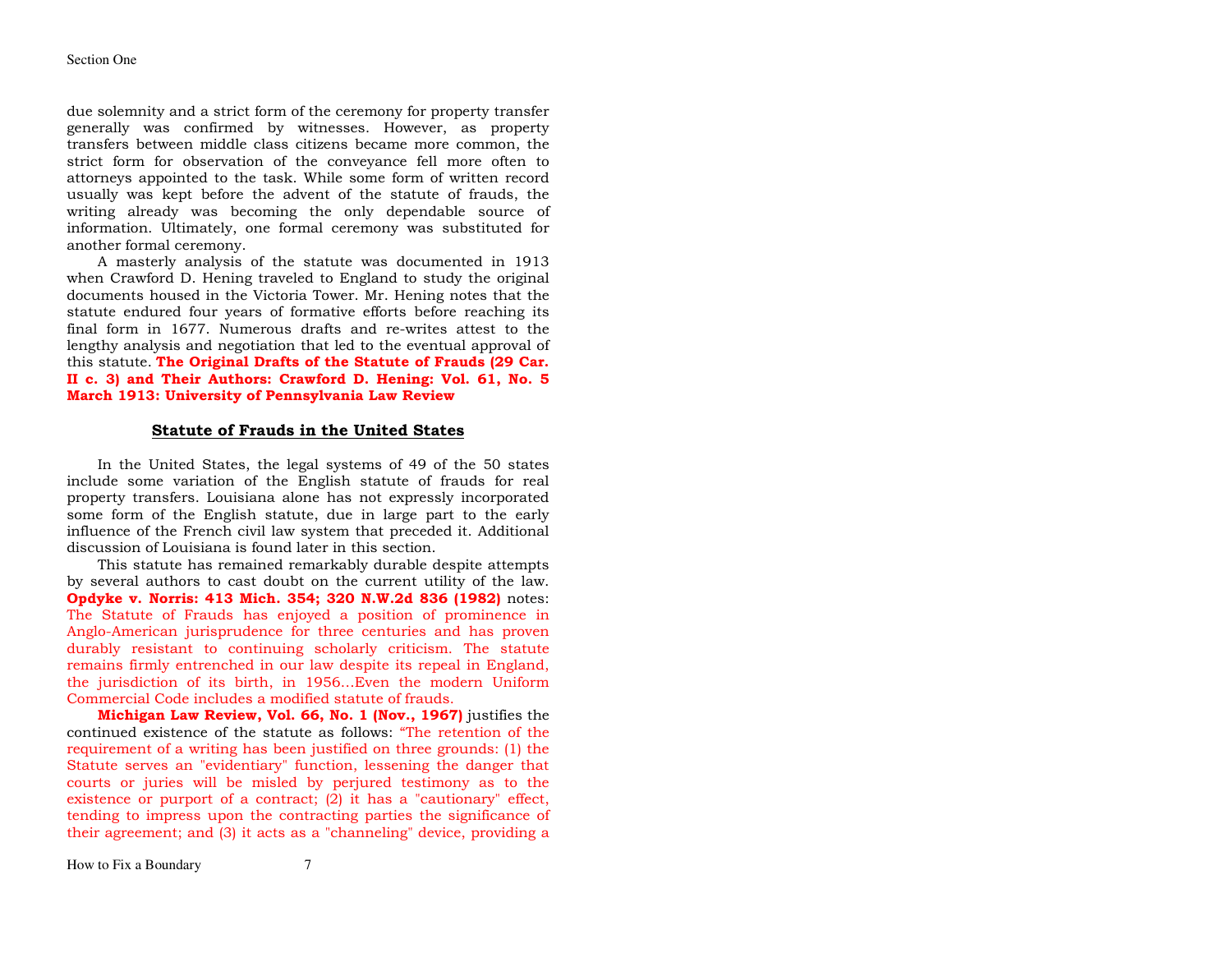due solemnity and a strict form of the ceremony for property transfer generally was confirmed by witnesses. However, as property transfers between middle class citizens became more common, the strict form for observation of the conveyance fell more often to attorneys appointed to the task. While some form of written record usually was kept before the advent of the statute of frauds, the writing already was becoming the only dependable source of information. Ultimately, one formal ceremony was substituted for another formal ceremony.

A masterly analysis of the statute was documented in 1913 when Crawford D. Hening traveled to England to study the original documents housed in the Victoria Tower. Mr. Hening notes that the statute endured four years of formative efforts before reaching its final form in 1677. Numerous drafts and re-writes attest to the lengthy analysis and negotiation that led to the eventual approval of this statute. **The Original Drafts of the Statute of Frauds (29 Car. II c. 3) and Their Authors: Crawford D. Hening: Vol. 61, No. 5 March 1913: University of Pennsylvania Law Review**

## Statute of Frauds in the United States

In the United States, the legal systems of 49 of the 50 states include some variation of the English statute of frauds for real property transfers. Louisiana alone has not expressly incorporated some form of the English statute, due in large part to the early influence of the French civil law system that preceded it. Additional discussion of Louisiana is found later in this section.

This statute has remained remarkably durable despite attempts by several authors to cast doubt on the current utility of the law. **Opdyke v. Norris: 413 Mich. 354; 320 N.W.2d 836 (1982)** notes: The Statute of Frauds has enjoyed a position of prominence in Anglo-American jurisprudence for three centuries and has proven durably resistant to continuing scholarly criticism. The statute remains firmly entrenched in our law despite its repeal in England, the jurisdiction of its birth, in 1956...Even the modern Uniform Commercial Code includes a modified statute of frauds.

**Michigan Law Review, Vol. 66, No. 1 (Nov., 1967)** justifies the continued existence of the statute as follows: "The retention of the requirement of a writing has been justified on three grounds: (1) the Statute serves an "evidentiary" function, lessening the danger that courts or juries will be misled by perjured testimony as to the existence or purport of a contract; (2) it has a "cautionary" effect, tending to impress upon the contracting parties the significance of their agreement; and (3) it acts as a "channeling" device, providing a